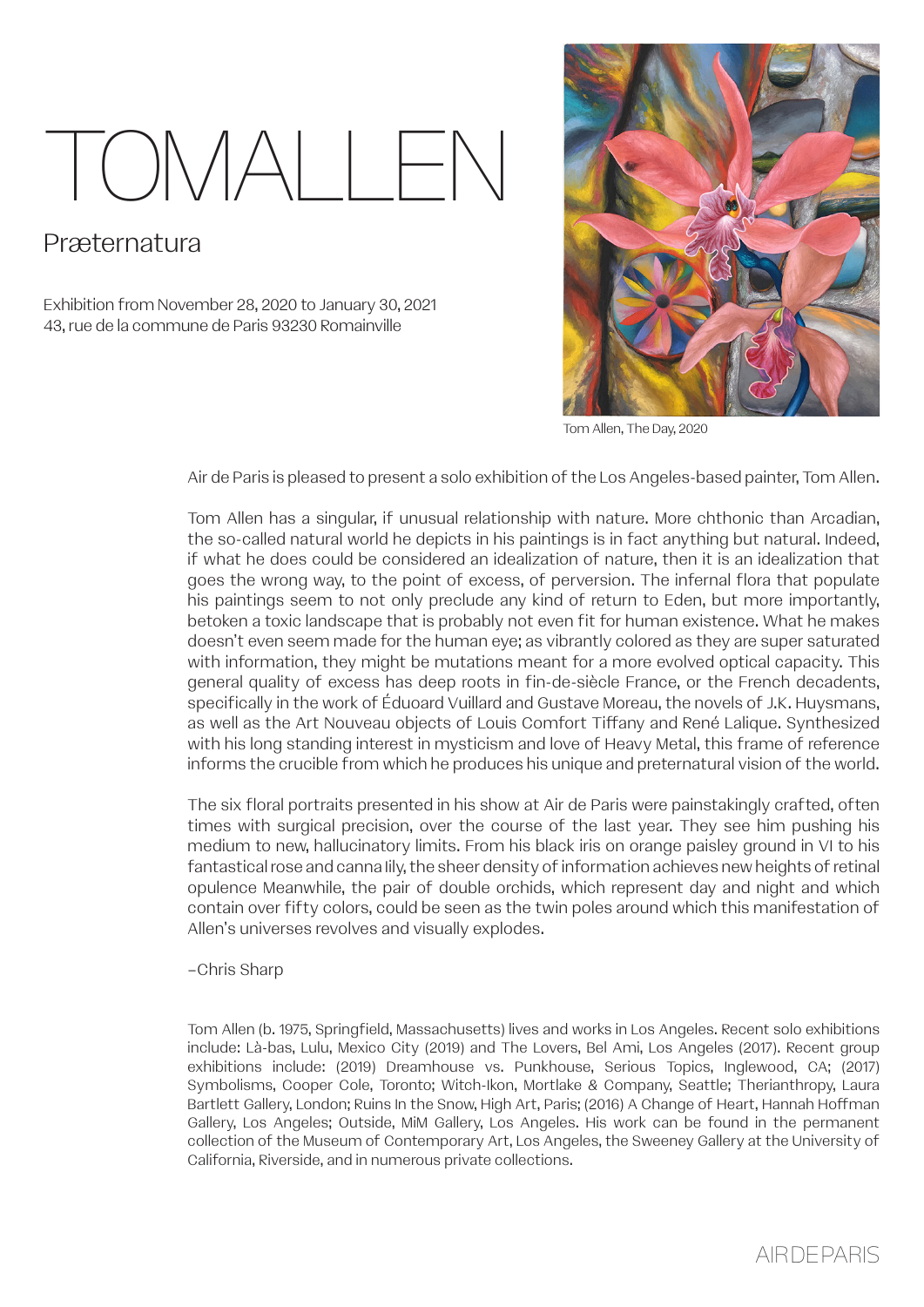# TOMALLEN

## Præternatura

Exhibition from November 28, 2020 to January 30, 2021
43, rue de la commune de Paris 93230 Romainville

Tom Allen, The Day, 2020

Air de Paris is pleased to present a solo exhibition of the Los Angeles-based painter, Tom Allen.

Tom Allen has a singular, if unusual relationship with nature. More chthonic than Arcadian, the so-called natural world he depicts in his paintings is in fact anything but natural. Indeed, if what he does could be considered an idealization of nature, then it is an idealization that goes the wrong way, to the point of excess, of perversion. The infernal flora that populate his paintings seem to not only preclude any kind of return to Eden, but more importantly, betoken a toxic landscape that is probably not even fit for human existence. What he makes doesn't even seem made for the human eye; as vibrantly colored as they are super saturated with information, they might be mutations meant for a more evolved optical capacity. This general quality of excess has deep roots in fin-de-siècle France, or the French decadents, specifically in the work of Éduoard Vuillard and Gustave Moreau, the novels of J.K. Huysmans, as well as the Art Nouveau objects of Louis Comfort Tiffany and René Lalique. Synthesized with his long standing interest in mysticism and love of Heavy Metal, this frame of reference informs the crucible from which he produces his unique and preternatural vision of the world.

The six floral portraits presented in his show at Air de Paris were painstakingly crafted, often times with surgical precision, over the course of the last year. They see him pushing his medium to new, hallucinatory limits. From his black iris on orange paisley ground in VI to his fantastical rose and canna lily, the sheer density of information achieves new heights of retinal opulence Meanwhile, the pair of double orchids, which represent day and night and which contain over fifty colors, could be seen as the twin poles around which this manifestation of Allen's universes revolves and visually explodes.

–Chris Sharp

Tom Allen (b. 1975, Springfield, Massachusetts) lives and works in Los Angeles. Recent solo exhibitions include: Là-bas, Lulu, Mexico City (2019) and The Lovers, Bel Ami, Los Angeles (2017). Recent group exhibitions include: (2019) Dreamhouse vs. Punkhouse, Serious Topics, Inglewood, CA; (2017) Symbolisms, Cooper Cole, Toronto; Witch-Ikon, Mortlake & Company, Seattle; Therianthropy, Laura Bartlett Gallery, London; Ruins In the Snow, High Art, Paris; (2016) A Change of Heart, Hannah Hoffman Gallery, Los Angeles; Outside, MiM Gallery, Los Angeles. His work can be found in the permanent collection of the Museum of Contemporary Art, Los Angeles, the Sweeney Gallery at the University of California, Riverside, and in numerous private collections.

AIRDEPARIS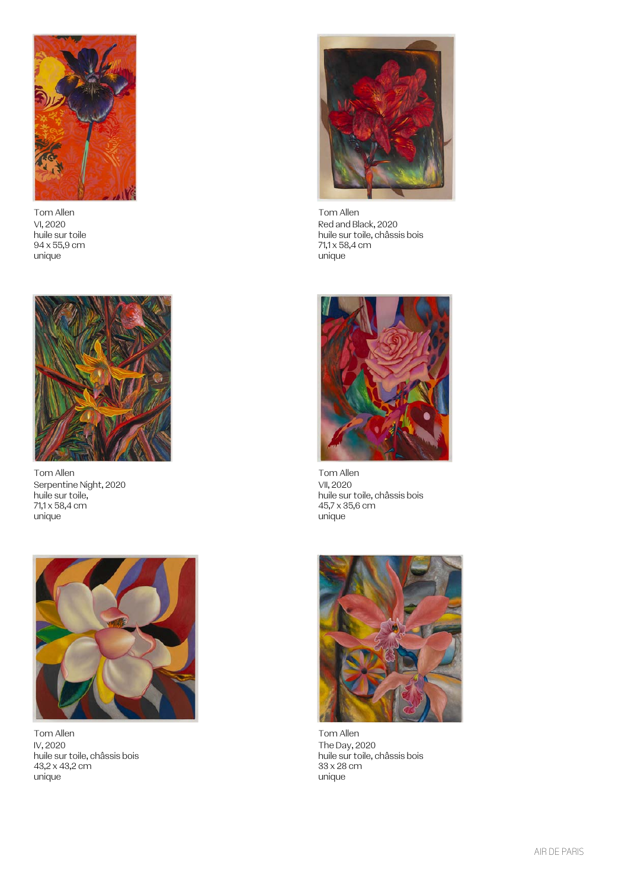Tom Allen
VI, 2020
huile sur toile
94 x 55,9 cm
unique

Tom Allen
Red and Black, 2020
huile sur toile, châssis bois
71,1 x 58,4 cm
unique

Tom Allen
Serpentine Night, 2020
huile sur toile,
71,1 x 58,4 cm
unique

Tom Allen
VII, 2020
huile sur toile, châssis bois
45,7 x 35,6 cm
unique

Tom Allen
IV, 2020
huile sur toile, châssis bois
43,2 x 43,2 cm
unique

Tom Allen
The Day, 2020
huile sur toile, châssis bois
33 x 28 cm
unique